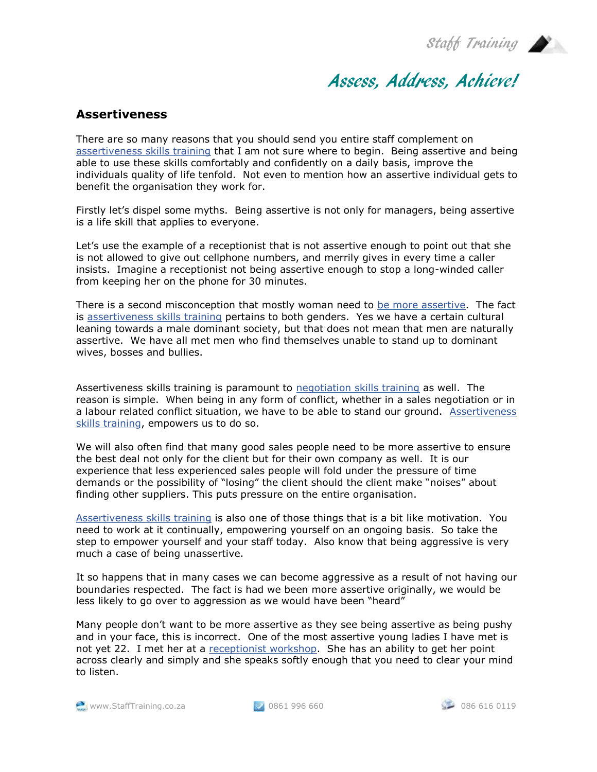# Assertiveness

There are so many reasons that you should send you entire staff complement on assertiveness skills training that I am not sure where to begin. Being assertive and being able to use these skills comfortably and confidently on a daily basis, improve the individuals quality of life tenfold. Not even to mention how an assertive individual gets to benefit the organisation they work for.

Firstly let's dispel some myths. Being assertive is not only for managers, being assertive is a life skill that applies to everyone.

Let's use the example of a receptionist that is not assertive enough to point out that she is not allowed to give out cellphone numbers, and merrily gives in every time a caller insists. Imagine a receptionist not being assertive enough to stop a long-winded caller from keeping her on the phone for 30 minutes.

There is a second misconception that mostly woman need to be more assertive. The fact is assertiveness skills training pertains to both genders. Yes we have a certain cultural leaning towards a male dominant society, but that does not mean that men are naturally assertive. We have all met men who find themselves unable to stand up to dominant wives, bosses and bullies.

Assertiveness skills training is paramount to negotiation skills training as well. The reason is simple. When being in any form of conflict, whether in a sales negotiation or in a labour related conflict situation, we have to be able to stand our ground. Assertiveness skills training, empowers us to do so.

We will also often find that many good sales people need to be more assertive to ensure the best deal not only for the client but for their own company as well. It is our experience that less experienced sales people will fold under the pressure of time demands or the possibility of "losing" the client should the client make "noises" about finding other suppliers. This puts pressure on the entire organisation.

Assertiveness skills training is also one of those things that is a bit like motivation. You need to work at it continually, empowering yourself on an ongoing basis. So take the step to empower yourself and your staff today. Also know that being aggressive is very much a case of being unassertive.

It so happens that in many cases we can become aggressive as a result of not having our boundaries respected. The fact is had we been more assertive originally, we would be less likely to go over to aggression as we would have been "heard"

Many people don't want to be more assertive as they see being assertive as being pushy and in your face, this is incorrect. One of the most assertive young ladies I have met is not yet 22. I met her at a receptionist workshop. She has an ability to get her point across clearly and simply and she speaks softly enough that you need to clear your mind to listen.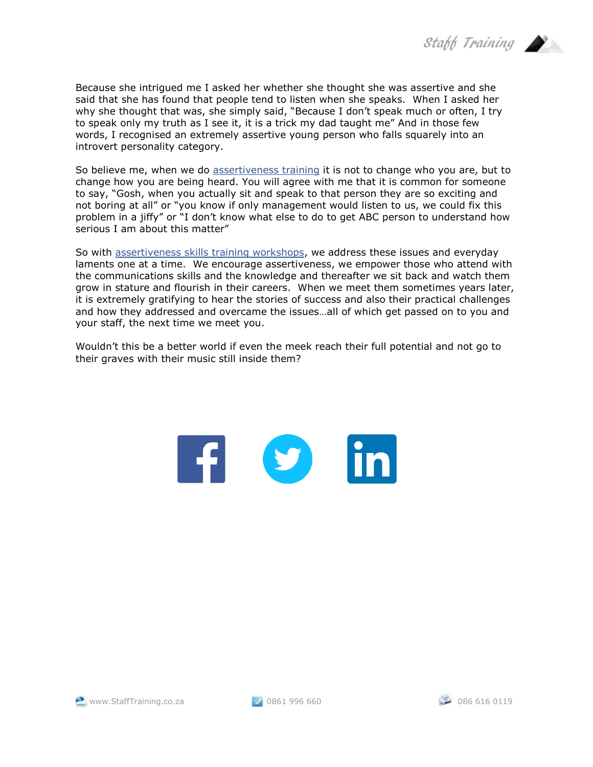Because she intrigued me I asked her whether she thought she was assertive and she said that she has found that people tend to listen when she speaks. When I asked her why she thought that was, she simply said, "Because I don't speak much or often, I try to speak only my truth as I see it, it is a trick my dad taught me" And in those few words, I recognised an extremely assertive young person who falls squarely into an introvert personality category.

So believe me, when we do [assertiveness training]() it is not to change who you are, but to change how you are being heard. You will agree with me that it is common for someone to say, "Gosh, when you actually sit and speak to that person they are so exciting and not boring at all" or "you know if only management would listen to us, we could fix this problem in a jiffy" or "I don't know what else to do to get ABC person to understand how serious I am about this matter"

So with [assertiveness skills training workshops](), we address these issues and everyday laments one at a time. We encourage assertiveness, we empower those who attend with the communications skills and the knowledge and thereafter we sit back and watch them grow in stature and flourish in their careers. When we meet them sometimes years later, it is extremely gratifying to hear the stories of success and also their practical challenges and how they addressed and overcame the issues…all of which get passed on to you and your staff, the next time we meet you.

Wouldn't this be a better world if even the meek reach their full potential and not go to their graves with their music still inside them?